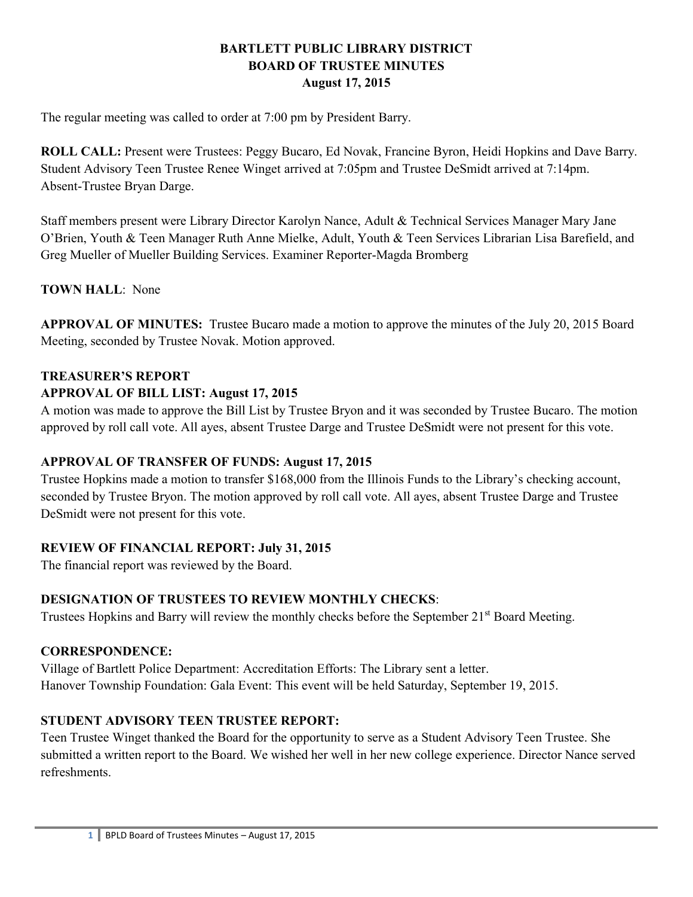# BARTLETT PUBLIC LIBRARY DISTRICT
## BOARD OF TRUSTEE MINUTES
### August 17, 2015

The regular meeting was called to order at 7:00 pm by President Barry.

**ROLL CALL:** Present were Trustees: Peggy Bucaro, Ed Novak, Francine Byron, Heidi Hopkins and Dave Barry. Student Advisory Teen Trustee Renee Winget arrived at 7:05pm and Trustee DeSmidt arrived at 7:14pm. Absent-Trustee Bryan Darge.

Staff members present were Library Director Karolyn Nance, Adult & Technical Services Manager Mary Jane O'Brien, Youth & Teen Manager Ruth Anne Mielke, Adult, Youth & Teen Services Librarian Lisa Barefield, and Greg Mueller of Mueller Building Services. Examiner Reporter-Magda Bromberg

**TOWN HALL**: None

**APPROVAL OF MINUTES:** Trustee Bucaro made a motion to approve the minutes of the July 20, 2015 Board Meeting, seconded by Trustee Novak. Motion approved.

**TREASURER'S REPORT**

**APPROVAL OF BILL LIST: August 17, 2015**

A motion was made to approve the Bill List by Trustee Bryon and it was seconded by Trustee Bucaro. The motion approved by roll call vote. All ayes, absent Trustee Darge and Trustee DeSmidt were not present for this vote.

**APPROVAL OF TRANSFER OF FUNDS: August 17, 2015**

Trustee Hopkins made a motion to transfer $168,000 from the Illinois Funds to the Library's checking account, seconded by Trustee Bryon. The motion approved by roll call vote. All ayes, absent Trustee Darge and Trustee DeSmidt were not present for this vote.

**REVIEW OF FINANCIAL REPORT: July 31, 2015**

The financial report was reviewed by the Board.

**DESIGNATION OF TRUSTEES TO REVIEW MONTHLY CHECKS**:

Trustees Hopkins and Barry will review the monthly checks before the September 21st Board Meeting.

**CORRESPONDENCE:**

Village of Bartlett Police Department: Accreditation Efforts: The Library sent a letter.
Hanover Township Foundation: Gala Event: This event will be held Saturday, September 19, 2015.

**STUDENT ADVISORY TEEN TRUSTEE REPORT:**

Teen Trustee Winget thanked the Board for the opportunity to serve as a Student Advisory Teen Trustee. She submitted a written report to the Board. We wished her well in her new college experience. Director Nance served refreshments.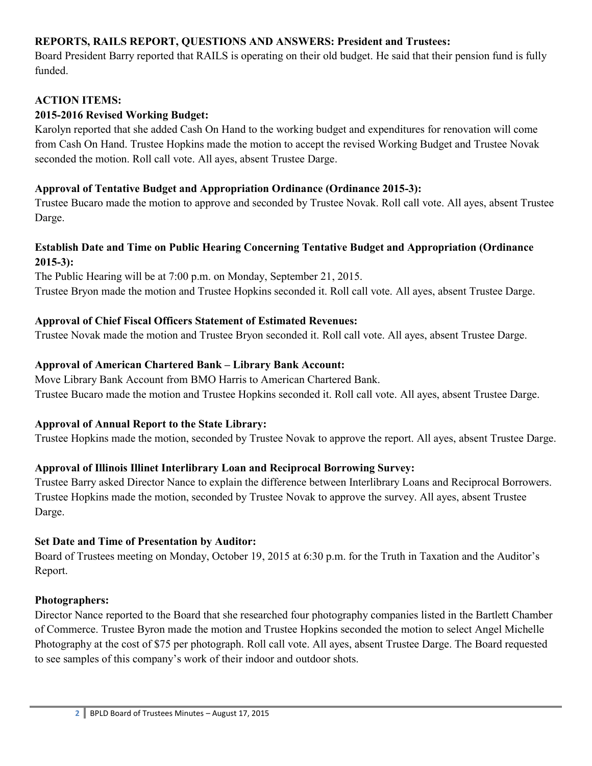**REPORTS, RAILS REPORT, QUESTIONS AND ANSWERS: President and Trustees:**

Board President Barry reported that RAILS is operating on their old budget. He said that their pension fund is fully funded.

**ACTION ITEMS:**

**2015-2016 Revised Working Budget:**

Karolyn reported that she added Cash On Hand to the working budget and expenditures for renovation will come from Cash On Hand. Trustee Hopkins made the motion to accept the revised Working Budget and Trustee Novak seconded the motion. Roll call vote. All ayes, absent Trustee Darge.

**Approval of Tentative Budget and Appropriation Ordinance (Ordinance 2015-3):**

Trustee Bucaro made the motion to approve and seconded by Trustee Novak. Roll call vote. All ayes, absent Trustee Darge.

**Establish Date and Time on Public Hearing Concerning Tentative Budget and Appropriation (Ordinance 2015-3):**

The Public Hearing will be at 7:00 p.m. on Monday, September 21, 2015.
Trustee Bryon made the motion and Trustee Hopkins seconded it. Roll call vote. All ayes, absent Trustee Darge.

**Approval of Chief Fiscal Officers Statement of Estimated Revenues:**

Trustee Novak made the motion and Trustee Bryon seconded it. Roll call vote. All ayes, absent Trustee Darge.

**Approval of American Chartered Bank – Library Bank Account:**

Move Library Bank Account from BMO Harris to American Chartered Bank.
Trustee Bucaro made the motion and Trustee Hopkins seconded it. Roll call vote. All ayes, absent Trustee Darge.

**Approval of Annual Report to the State Library:**

Trustee Hopkins made the motion, seconded by Trustee Novak to approve the report. All ayes, absent Trustee Darge.

**Approval of Illinois Illinet Interlibrary Loan and Reciprocal Borrowing Survey:**

Trustee Barry asked Director Nance to explain the difference between Interlibrary Loans and Reciprocal Borrowers. Trustee Hopkins made the motion, seconded by Trustee Novak to approve the survey. All ayes, absent Trustee Darge.

**Set Date and Time of Presentation by Auditor:**

Board of Trustees meeting on Monday, October 19, 2015 at 6:30 p.m. for the Truth in Taxation and the Auditor's Report.

**Photographers:**

Director Nance reported to the Board that she researched four photography companies listed in the Bartlett Chamber of Commerce. Trustee Byron made the motion and Trustee Hopkins seconded the motion to select Angel Michelle Photography at the cost of $75 per photograph. Roll call vote. All ayes, absent Trustee Darge. The Board requested to see samples of this company's work of their indoor and outdoor shots.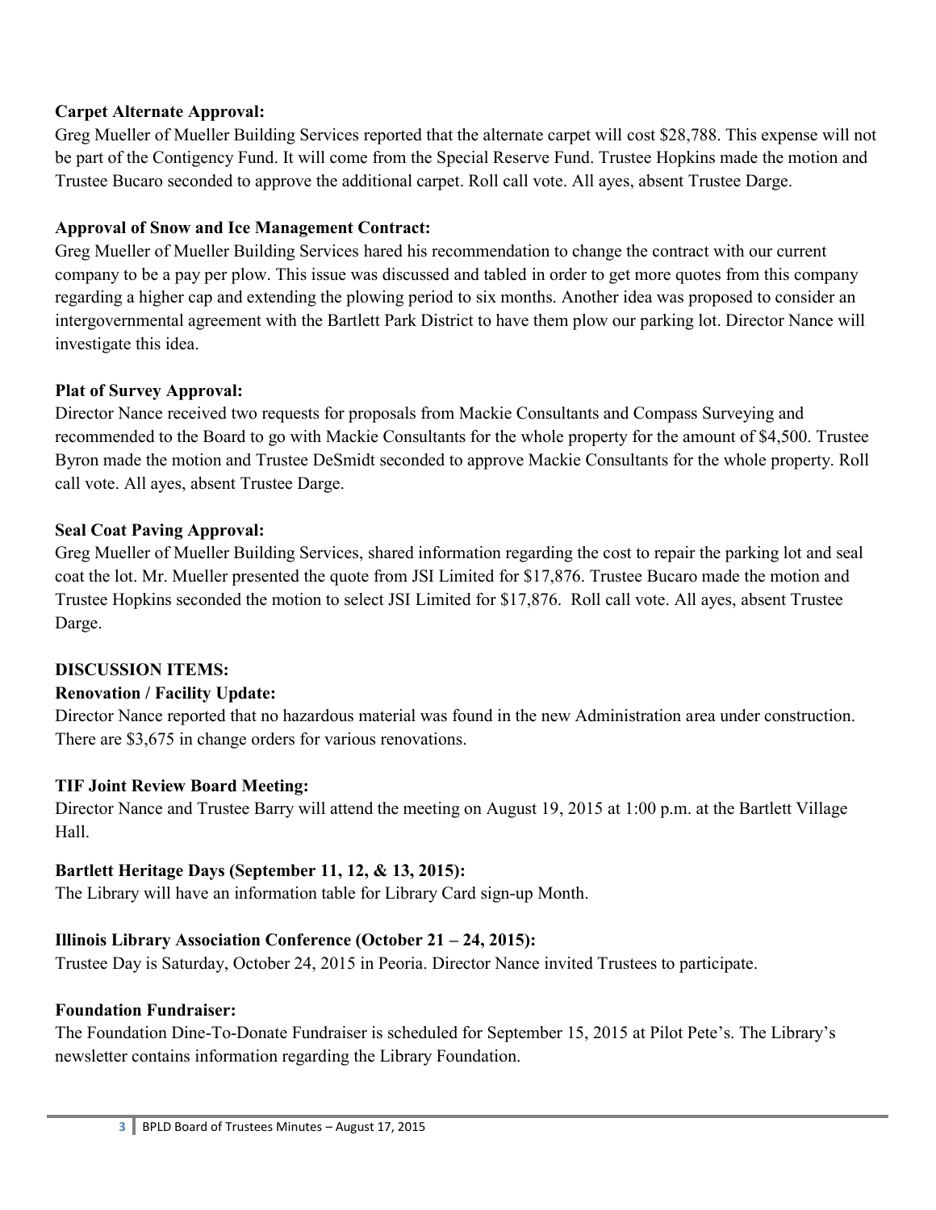**Carpet Alternate Approval:**
Greg Mueller of Mueller Building Services reported that the alternate carpet will cost $28,788. This expense will not be part of the Contigency Fund. It will come from the Special Reserve Fund. Trustee Hopkins made the motion and Trustee Bucaro seconded to approve the additional carpet. Roll call vote. All ayes, absent Trustee Darge.

**Approval of Snow and Ice Management Contract:**
Greg Mueller of Mueller Building Services hared his recommendation to change the contract with our current company to be a pay per plow. This issue was discussed and tabled in order to get more quotes from this company regarding a higher cap and extending the plowing period to six months. Another idea was proposed to consider an intergovernmental agreement with the Bartlett Park District to have them plow our parking lot. Director Nance will investigate this idea.

**Plat of Survey Approval:**
Director Nance received two requests for proposals from Mackie Consultants and Compass Surveying and recommended to the Board to go with Mackie Consultants for the whole property for the amount of $4,500. Trustee Byron made the motion and Trustee DeSmidt seconded to approve Mackie Consultants for the whole property. Roll call vote. All ayes, absent Trustee Darge.

**Seal Coat Paving Approval:**
Greg Mueller of Mueller Building Services, shared information regarding the cost to repair the parking lot and seal coat the lot. Mr. Mueller presented the quote from JSI Limited for $17,876. Trustee Bucaro made the motion and Trustee Hopkins seconded the motion to select JSI Limited for $17,876. Roll call vote. All ayes, absent Trustee Darge.

**DISCUSSION ITEMS:**

**Renovation / Facility Update:**
Director Nance reported that no hazardous material was found in the new Administration area under construction. There are $3,675 in change orders for various renovations.

**TIF Joint Review Board Meeting:**
Director Nance and Trustee Barry will attend the meeting on August 19, 2015 at 1:00 p.m. at the Bartlett Village Hall.

**Bartlett Heritage Days (September 11, 12, & 13, 2015):**
The Library will have an information table for Library Card sign-up Month.

**Illinois Library Association Conference (October 21 – 24, 2015):**
Trustee Day is Saturday, October 24, 2015 in Peoria. Director Nance invited Trustees to participate.

**Foundation Fundraiser:**
The Foundation Dine-To-Donate Fundraiser is scheduled for September 15, 2015 at Pilot Pete's. The Library's newsletter contains information regarding the Library Foundation.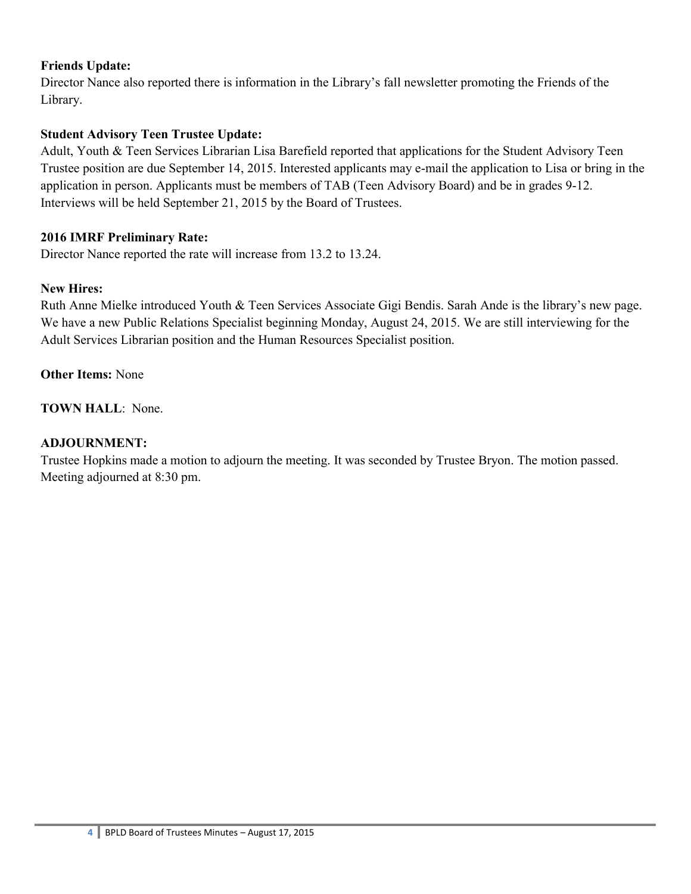**Friends Update:**
Director Nance also reported there is information in the Library's fall newsletter promoting the Friends of the Library.

**Student Advisory Teen Trustee Update:**
Adult, Youth & Teen Services Librarian Lisa Barefield reported that applications for the Student Advisory Teen Trustee position are due September 14, 2015. Interested applicants may e-mail the application to Lisa or bring in the application in person. Applicants must be members of TAB (Teen Advisory Board) and be in grades 9-12. Interviews will be held September 21, 2015 by the Board of Trustees.

**2016 IMRF Preliminary Rate:**
Director Nance reported the rate will increase from 13.2 to 13.24.

**New Hires:**
Ruth Anne Mielke introduced Youth & Teen Services Associate Gigi Bendis. Sarah Ande is the library's new page. We have a new Public Relations Specialist beginning Monday, August 24, 2015. We are still interviewing for the Adult Services Librarian position and the Human Resources Specialist position.

**Other Items:** None

**TOWN HALL**: None.

**ADJOURNMENT:**
Trustee Hopkins made a motion to adjourn the meeting. It was seconded by Trustee Bryon. The motion passed. Meeting adjourned at 8:30 pm.